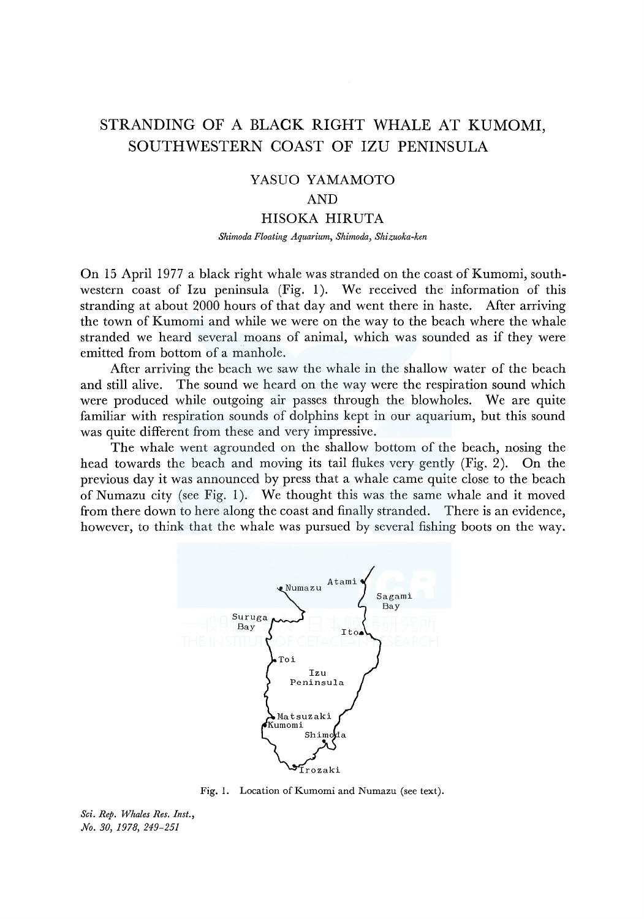# STRANDING OF A BLACK RIGHT WHALE AT KUMOMI, SOUTHWESTERN COAST OF IZU PENINSULA

YASUO YAMAMOTO

AND

HISOKA HIRUTA

*Shimoda Floating Aquarium, Shimoda, Shizuoka-ken*

On 15 April 1977 a black right whale was stranded on the coast of Kumomi, southwestern coast of Izu peninsula (Fig. 1). We received the information of this stranding at about 2000 hours of that day and went there in haste. After arriving the town of Kumomi and while we were on the way to the beach where the whale stranded we heard several moans of animal, which was sounded as if they were emitted from bottom of a manhole.

After arriving the beach we saw the whale in the shallow water of the beach and still alive. The sound we heard on the way were the respiration sound which were produced while outgoing air passes through the blowholes. We are quite familiar with respiration sounds of dolphins kept in our aquarium, but this sound was quite different from these and very impressive.

The whale went agrounded on the shallow bottom of the beach, nosing the head towards the beach and moving its tail flukes very gently (Fig. 2). On the previous day it was announced by press that a whale came quite close to the beach of Numazu city (see Fig. 1). We thought this was the same whale and it moved from there down to here along the coast and finally stranded. There is an evidence, however, to think that the whale was pursued by several fishing boots on the way.

Fig. 1. Location of Kumomi and Numazu (see text).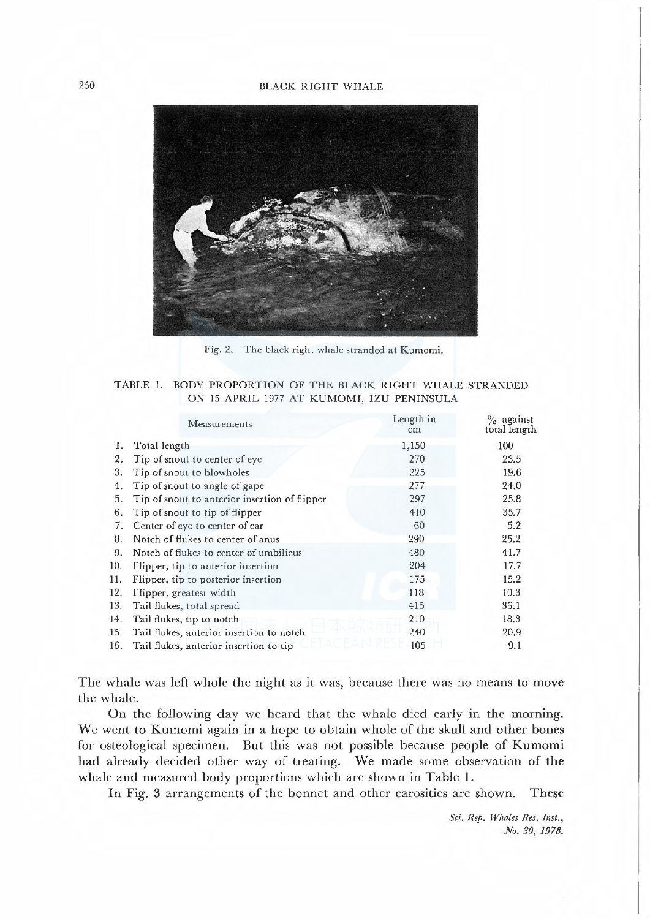Fig. 2. The black right whale stranded at Kumomi.

TABLE 1. BODY PROPORTION OF THE BLACK RIGHT WHALE STRANDED ON 15 APRIL 1977 AT KUMOMI, IZU PENINSULA

| Measurements | Length in cm | % against total length |
|---|---|---|
| 1. Total length | 1,150 | 100 |
| 2. Tip of snout to center of eye | 270 | 23.5 |
| 3. Tip of snout to blowholes | 225 | 19.6 |
| 4. Tip of snout to angle of gape | 277 | 24.0 |
| 5. Tip of snout to anterior insertion of flipper | 297 | 25.8 |
| 6. Tip of snout to tip of flipper | 410 | 35.7 |
| 7. Center of eye to center of ear | 60 | 5.2 |
| 8. Notch of flukes to center of anus | 290 | 25.2 |
| 9. Notch of flukes to center of umbilicus | 480 | 41.7 |
| 10. Flipper, tip to anterior insertion | 204 | 17.7 |
| 11. Flipper, tip to posterior insertion | 175 | 15.2 |
| 12. Flipper, greatest width | 118 | 10.3 |
| 13. Tail flukes, total spread | 415 | 36.1 |
| 14. Tail flukes, tip to notch | 210 | 18.3 |
| 15. Tail flukes, anterior insertion to notch | 240 | 20.9 |
| 16. Tail flukes, anterior insertion to tip | 105 | 9.1 |

The whale was left whole the night as it was, because there was no means to move the whale.

On the following day we heard that the whale died early in the morning. We went to Kumomi again in a hope to obtain whole of the skull and other bones for osteological specimen. But this was not possible because people of Kumomi had already decided other way of treating. We made some observation of the whale and measured body proportions which are shown in Table 1.

In Fig. 3 arrangements of the bonnet and other carosities are shown. These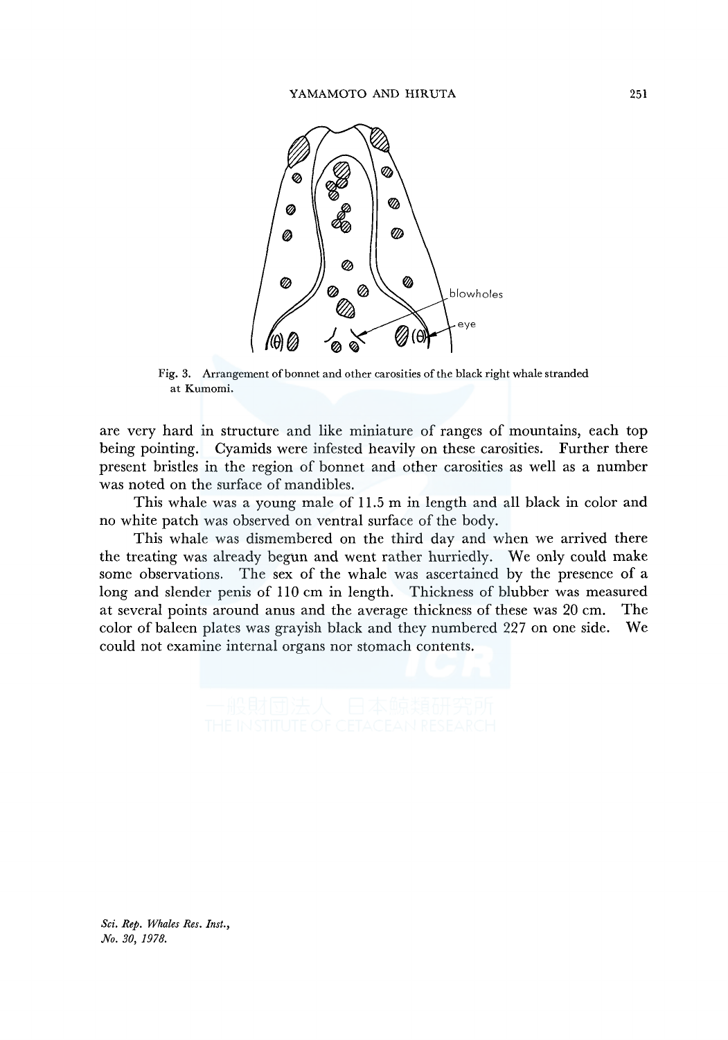blowholes

eye

Fig. 3. Arrangement of bonnet and other carosities of the black right whale stranded at Kumomi.

are very hard in structure and like miniature of ranges of mountains, each top being pointing. Cyamids were infested heavily on these carosities. Further there present bristles in the region of bonnet and other carosities as well as a number was noted on the surface of mandibles.

This whale was a young male of 11.5 m in length and all black in color and no white patch was observed on ventral surface of the body.

This whale was dismembered on the third day and when we arrived there the treating was already begun and went rather hurriedly. We only could make some observations. The sex of the whale was ascertained by the presence of a long and slender penis of 110 cm in length. Thickness of blubber was measured at several points around anus and the average thickness of these was 20 cm. The color of baleen plates was grayish black and they numbered 227 on one side. We could not examine internal organs nor stomach contents.